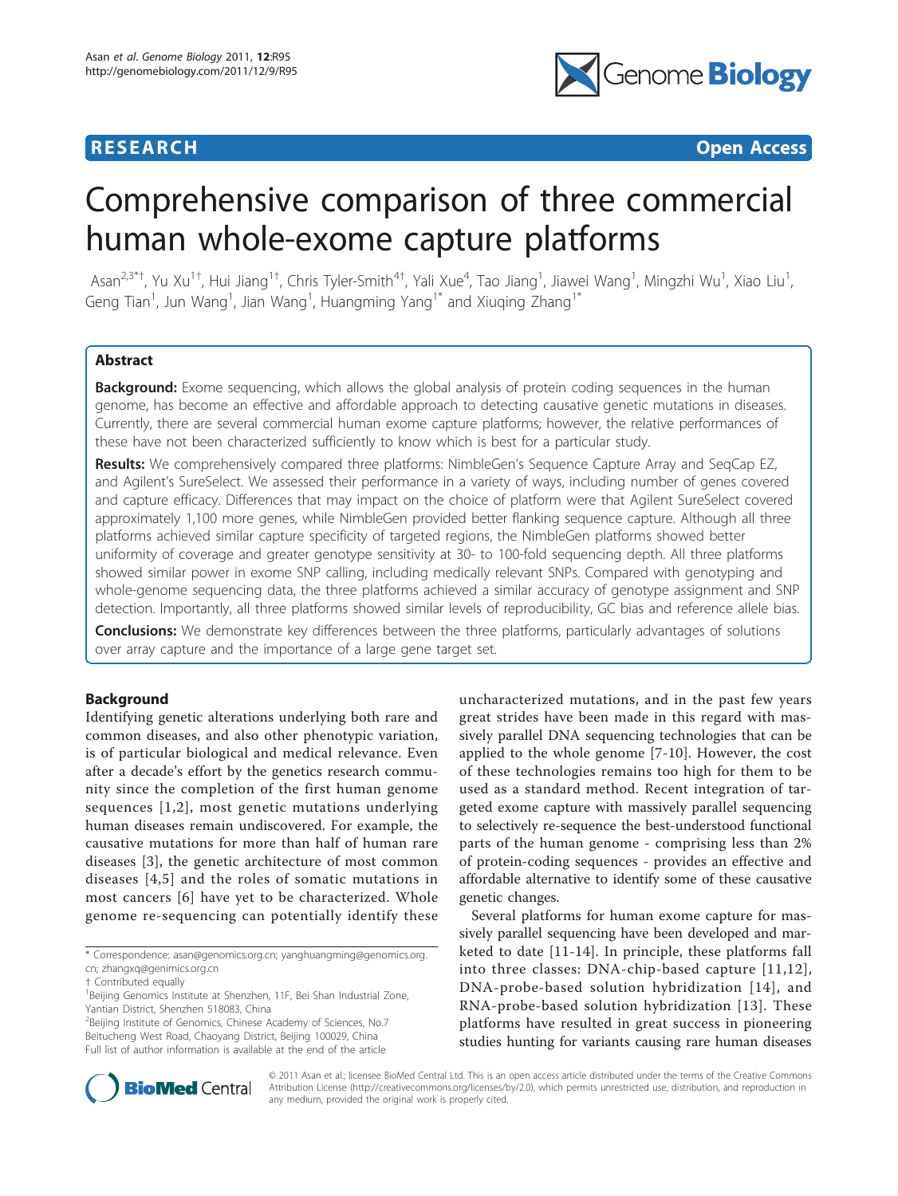RESEARCH Open Access

# Comprehensive comparison of three commercial human whole-exome capture platforms

Asan[2,3*†], Yu Xu[1†], Hui Jiang[1†], Chris Tyler-Smith[4†], Yali Xue[4], Tao Jiang[1], Jiawei Wang[1], Mingzhi Wu[1], Xiao Liu[1], Geng Tian[1], Jun Wang[1], Jian Wang[1], Huangming Yang[1*] and Xiuqing Zhang[1*]

## Abstract

**Background:** Exome sequencing, which allows the global analysis of protein coding sequences in the human genome, has become an effective and affordable approach to detecting causative genetic mutations in diseases. Currently, there are several commercial human exome capture platforms; however, the relative performances of these have not been characterized sufficiently to know which is best for a particular study.

**Results:** We comprehensively compared three platforms: NimbleGen's Sequence Capture Array and SeqCap EZ, and Agilent's SureSelect. We assessed their performance in a variety of ways, including number of genes covered and capture efficacy. Differences that may impact on the choice of platform were that Agilent SureSelect covered approximately 1,100 more genes, while NimbleGen provided better flanking sequence capture. Although all three platforms achieved similar capture specificity of targeted regions, the NimbleGen platforms showed better uniformity of coverage and greater genotype sensitivity at 30- to 100-fold sequencing depth. All three platforms showed similar power in exome SNP calling, including medically relevant SNPs. Compared with genotyping and whole-genome sequencing data, the three platforms achieved a similar accuracy of genotype assignment and SNP detection. Importantly, all three platforms showed similar levels of reproducibility, GC bias and reference allele bias.

**Conclusions:** We demonstrate key differences between the three platforms, particularly advantages of solutions over array capture and the importance of a large gene target set.

## Background

Identifying genetic alterations underlying both rare and common diseases, and also other phenotypic variation, is of particular biological and medical relevance. Even after a decade's effort by the genetics research community since the completion of the first human genome sequences [1,2], most genetic mutations underlying human diseases remain undiscovered. For example, the causative mutations for more than half of human rare diseases [3], the genetic architecture of most common diseases [4,5] and the roles of somatic mutations in most cancers [6] have yet to be characterized. Whole genome re-sequencing can potentially identify these uncharacterized mutations, and in the past few years great strides have been made in this regard with massively parallel DNA sequencing technologies that can be applied to the whole genome [7-10]. However, the cost of these technologies remains too high for them to be used as a standard method. Recent integration of targeted exome capture with massively parallel sequencing to selectively re-sequence the best-understood functional parts of the human genome - comprising less than 2% of protein-coding sequences - provides an effective and affordable alternative to identify some of these causative genetic changes.

Several platforms for human exome capture for massively parallel sequencing have been developed and marketed to date [11-14]. In principle, these platforms fall into three classes: DNA-chip-based capture [11,12], DNA-probe-based solution hybridization [14], and RNA-probe-based solution hybridization [13]. These platforms have resulted in great success in pioneering studies hunting for variants causing rare human diseases

* Correspondence: asan@genomics.org.cn; yanghuangming@genomics.org.cn; zhangxq@genimics.org.cn

† Contributed equally

[1]Beijing Genomics Institute at Shenzhen, 11F, Bei Shan Industrial Zone, Yantian District, Shenzhen 518083, China

[2]Beijing Institute of Genomics, Chinese Academy of Sciences, No.7 Beitucheng West Road, Chaoyang District, Beijing 100029, China

Full list of author information is available at the end of the article

© 2011 Asan et al.; licensee BioMed Central Ltd. This is an open access article distributed under the terms of the Creative Commons Attribution License (http://creativecommons.org/licenses/by/2.0), which permits unrestricted use, distribution, and reproduction in any medium, provided the original work is properly cited.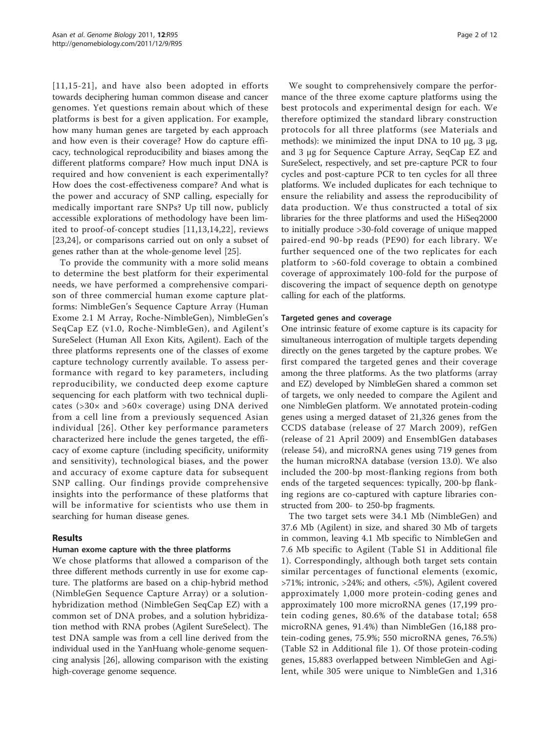[11,15-21], and have also been adopted in efforts towards deciphering human common disease and cancer genomes. Yet questions remain about which of these platforms is best for a given application. For example, how many human genes are targeted by each approach and how even is their coverage? How do capture efficacy, technological reproducibility and biases among the different platforms compare? How much input DNA is required and how convenient is each experimentally? How does the cost-effectiveness compare? And what is the power and accuracy of SNP calling, especially for medically important rare SNPs? Up till now, publicly accessible explorations of methodology have been limited to proof-of-concept studies [11,13,14,22], reviews [23,24], or comparisons carried out on only a subset of genes rather than at the whole-genome level [25].

To provide the community with a more solid means to determine the best platform for their experimental needs, we have performed a comprehensive comparison of three commercial human exome capture platforms: NimbleGen's Sequence Capture Array (Human Exome 2.1 M Array, Roche-NimbleGen), NimbleGen's SeqCap EZ (v1.0, Roche-NimbleGen), and Agilent's SureSelect (Human All Exon Kits, Agilent). Each of the three platforms represents one of the classes of exome capture technology currently available. To assess performance with regard to key parameters, including reproducibility, we conducted deep exome capture sequencing for each platform with two technical duplicates (>30× and >60× coverage) using DNA derived from a cell line from a previously sequenced Asian individual [26]. Other key performance parameters characterized here include the genes targeted, the efficacy of exome capture (including specificity, uniformity and sensitivity), technological biases, and the power and accuracy of exome capture data for subsequent SNP calling. Our findings provide comprehensive insights into the performance of these platforms that will be informative for scientists who use them in searching for human disease genes.

## Results

### Human exome capture with the three platforms

We chose platforms that allowed a comparison of the three different methods currently in use for exome capture. The platforms are based on a chip-hybrid method (NimbleGen Sequence Capture Array) or a solution-hybridization method (NimbleGen SeqCap EZ) with a common set of DNA probes, and a solution hybridization method with RNA probes (Agilent SureSelect). The test DNA sample was from a cell line derived from the individual used in the YanHuang whole-genome sequencing analysis [26], allowing comparison with the existing high-coverage genome sequence.

We sought to comprehensively compare the performance of the three exome capture platforms using the best protocols and experimental design for each. We therefore optimized the standard library construction protocols for all three platforms (see Materials and methods): we minimized the input DNA to 10 μg, 3 μg, and 3 μg for Sequence Capture Array, SeqCap EZ and SureSelect, respectively, and set pre-capture PCR to four cycles and post-capture PCR to ten cycles for all three platforms. We included duplicates for each technique to ensure the reliability and assess the reproducibility of data production. We thus constructed a total of six libraries for the three platforms and used the HiSeq2000 to initially produce >30-fold coverage of unique mapped paired-end 90-bp reads (PE90) for each library. We further sequenced one of the two replicates for each platform to >60-fold coverage to obtain a combined coverage of approximately 100-fold for the purpose of discovering the impact of sequence depth on genotype calling for each of the platforms.

### Targeted genes and coverage

One intrinsic feature of exome capture is its capacity for simultaneous interrogation of multiple targets depending directly on the genes targeted by the capture probes. We first compared the targeted genes and their coverage among the three platforms. As the two platforms (array and EZ) developed by NimbleGen shared a common set of targets, we only needed to compare the Agilent and one NimbleGen platform. We annotated protein-coding genes using a merged dataset of 21,326 genes from the CCDS database (release of 27 March 2009), refGen (release of 21 April 2009) and EnsemblGen databases (release 54), and microRNA genes using 719 genes from the human microRNA database (version 13.0). We also included the 200-bp most-flanking regions from both ends of the targeted sequences: typically, 200-bp flanking regions are co-captured with capture libraries constructed from 200- to 250-bp fragments.

The two target sets were 34.1 Mb (NimbleGen) and 37.6 Mb (Agilent) in size, and shared 30 Mb of targets in common, leaving 4.1 Mb specific to NimbleGen and 7.6 Mb specific to Agilent (Table S1 in Additional file 1). Correspondingly, although both target sets contain similar percentages of functional elements (exomic, >71%; intronic, >24%; and others, <5%), Agilent covered approximately 1,000 more protein-coding genes and approximately 100 more microRNA genes (17,199 protein coding genes, 80.6% of the database total; 658 microRNA genes, 91.4%) than NimbleGen (16,188 protein-coding genes, 75.9%; 550 microRNA genes, 76.5%) (Table S2 in Additional file 1). Of those protein-coding genes, 15,883 overlapped between NimbleGen and Agilent, while 305 were unique to NimbleGen and 1,316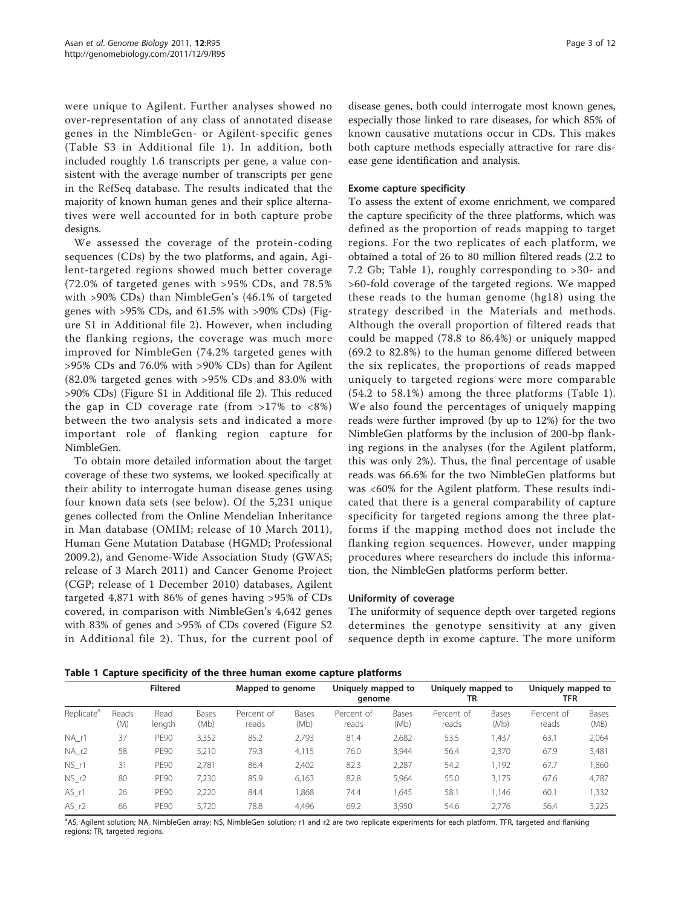were unique to Agilent. Further analyses showed no over-representation of any class of annotated disease genes in the NimbleGen- or Agilent-specific genes (Table S3 in Additional file 1). In addition, both included roughly 1.6 transcripts per gene, a value consistent with the average number of transcripts per gene in the RefSeq database. The results indicated that the majority of known human genes and their splice alternatives were well accounted for in both capture probe designs.

We assessed the coverage of the protein-coding sequences (CDs) by the two platforms, and again, Agilent-targeted regions showed much better coverage (72.0% of targeted genes with >95% CDs, and 78.5% with >90% CDs) than NimbleGen's (46.1% of targeted genes with >95% CDs, and 61.5% with >90% CDs) (Figure S1 in Additional file 2). However, when including the flanking regions, the coverage was much more improved for NimbleGen (74.2% targeted genes with >95% CDs and 76.0% with >90% CDs) than for Agilent (82.0% targeted genes with >95% CDs and 83.0% with >90% CDs) (Figure S1 in Additional file 2). This reduced the gap in CD coverage rate (from >17% to <8%) between the two analysis sets and indicated a more important role of flanking region capture for NimbleGen.

To obtain more detailed information about the target coverage of these two systems, we looked specifically at their ability to interrogate human disease genes using four known data sets (see below). Of the 5,231 unique genes collected from the Online Mendelian Inheritance in Man database (OMIM; release of 10 March 2011), Human Gene Mutation Database (HGMD; Professional 2009.2), and Genome-Wide Association Study (GWAS; release of 3 March 2011) and Cancer Genome Project (CGP; release of 1 December 2010) databases, Agilent targeted 4,871 with 86% of genes having >95% of CDs covered, in comparison with NimbleGen's 4,642 genes with 83% of genes and >95% of CDs covered (Figure S2 in Additional file 2). Thus, for the current pool of disease genes, both could interrogate most known genes, especially those linked to rare diseases, for which 85% of known causative mutations occur in CDs. This makes both capture methods especially attractive for rare disease gene identification and analysis.

### Exome capture specificity

To assess the extent of exome enrichment, we compared the capture specificity of the three platforms, which was defined as the proportion of reads mapping to target regions. For the two replicates of each platform, we obtained a total of 26 to 80 million filtered reads (2.2 to 7.2 Gb; Table 1), roughly corresponding to >30- and >60-fold coverage of the targeted regions. We mapped these reads to the human genome (hg18) using the strategy described in the Materials and methods. Although the overall proportion of filtered reads that could be mapped (78.8 to 86.4%) or uniquely mapped (69.2 to 82.8%) to the human genome differed between the six replicates, the proportions of reads mapped uniquely to targeted regions were more comparable (54.2 to 58.1%) among the three platforms (Table 1). We also found the percentages of uniquely mapping reads were further improved (by up to 12%) for the two NimbleGen platforms by the inclusion of 200-bp flanking regions in the analyses (for the Agilent platform, this was only 2%). Thus, the final percentage of usable reads was 66.6% for the two NimbleGen platforms but was <60% for the Agilent platform. These results indicated that there is a general comparability of capture specificity for targeted regions among the three platforms if the mapping method does not include the flanking region sequences. However, under mapping procedures where researchers do include this information, the NimbleGen platforms perform better.

### Uniformity of coverage

The uniformity of sequence depth over targeted regions determines the genotype sensitivity at any given sequence depth in exome capture. The more uniform

**Table 1 Capture specificity of the three human exome capture platforms**

| | Filtered | | | Mapped to genome | | Uniquely mapped to genome | | Uniquely mapped to TR | | Uniquely mapped to TFR | |
|---|---|---|---|---|---|---|---|---|---|---|---|
| Replicate[a] | Reads (M) | Read length | Bases (Mb) | Percent of reads | Bases (Mb) | Percent of reads | Bases (Mb) | Percent of reads | Bases (Mb) | Percent of reads | Bases (Mb) |
| NA_r1 | 37 | PE90 | 3,352 | 85.2 | 2,793 | 81.4 | 2,682 | 53.5 | 1,437 | 63.1 | 2,064 |
| NA_r2 | 58 | PE90 | 5,210 | 79.3 | 4,115 | 76.0 | 3,944 | 56.4 | 2,370 | 67.9 | 3,481 |
| NS_r1 | 31 | PE90 | 2,781 | 86.4 | 2,402 | 82.3 | 2,287 | 54.2 | 1,192 | 67.7 | 1,860 |
| NS_r2 | 80 | PE90 | 7,230 | 85.9 | 6,163 | 82.8 | 5,964 | 55.0 | 3,175 | 67.6 | 4,787 |
| AS_r1 | 26 | PE90 | 2,220 | 84.4 | 1,868 | 74.4 | 1,645 | 58.1 | 1,146 | 60.1 | 1,332 |
| AS_r2 | 66 | PE90 | 5,720 | 78.8 | 4,496 | 69.2 | 3,950 | 54.6 | 2,776 | 56.4 | 3,225 |

[a]AS, Agilent solution; NA, NimbleGen array; NS, NimbleGen solution; r1 and r2 are two replicate experiments for each platform. TFR, targeted and flanking regions; TR, targeted regions.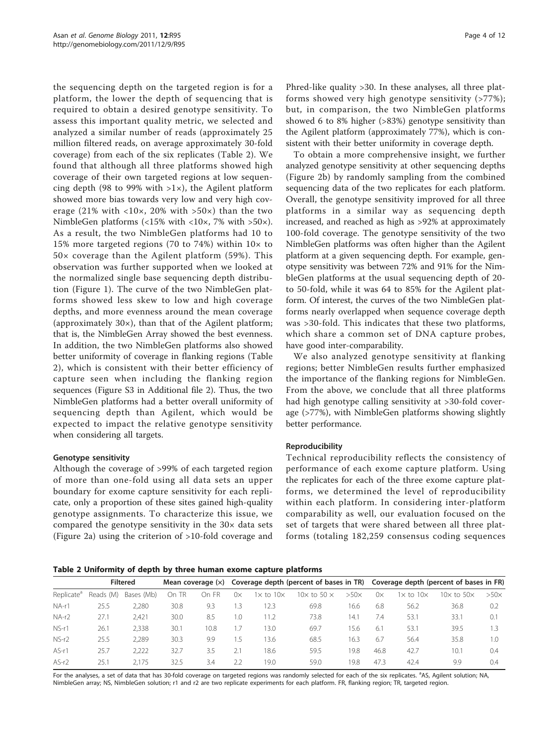the sequencing depth on the targeted region is for a platform, the lower the depth of sequencing that is required to obtain a desired genotype sensitivity. To assess this important quality metric, we selected and analyzed a similar number of reads (approximately 25 million filtered reads, on average approximately 30-fold coverage) from each of the six replicates (Table 2). We found that although all three platforms showed high coverage of their own targeted regions at low sequencing depth (98 to 99% with >1×), the Agilent platform showed more bias towards very low and very high coverage (21% with <10×, 20% with >50×) than the two NimbleGen platforms (<15% with <10×, 7% with >50×). As a result, the two NimbleGen platforms had 10 to 15% more targeted regions (70 to 74%) within 10× to 50× coverage than the Agilent platform (59%). This observation was further supported when we looked at the normalized single base sequencing depth distribution (Figure 1). The curve of the two NimbleGen platforms showed less skew to low and high coverage depths, and more evenness around the mean coverage (approximately 30×), than that of the Agilent platform; that is, the NimbleGen Array showed the best evenness. In addition, the two NimbleGen platforms also showed better uniformity of coverage in flanking regions (Table 2), which is consistent with their better efficiency of capture seen when including the flanking region sequences (Figure S3 in Additional file 2). Thus, the two NimbleGen platforms had a better overall uniformity of sequencing depth than Agilent, which would be expected to impact the relative genotype sensitivity when considering all targets.

### Genotype sensitivity

Although the coverage of >99% of each targeted region of more than one-fold using all data sets an upper boundary for exome capture sensitivity for each replicate, only a proportion of these sites gained high-quality genotype assignments. To characterize this issue, we compared the genotype sensitivity in the 30× data sets (Figure 2a) using the criterion of >10-fold coverage and Phred-like quality >30. In these analyses, all three platforms showed very high genotype sensitivity (>77%); but, in comparison, the two NimbleGen platforms showed 6 to 8% higher (>83%) genotype sensitivity than the Agilent platform (approximately 77%), which is consistent with their better uniformity in coverage depth.

To obtain a more comprehensive insight, we further analyzed genotype sensitivity at other sequencing depths (Figure 2b) by randomly sampling from the combined sequencing data of the two replicates for each platform. Overall, the genotype sensitivity improved for all three platforms in a similar way as sequencing depth increased, and reached as high as >92% at approximately 100-fold coverage. The genotype sensitivity of the two NimbleGen platforms was often higher than the Agilent platform at a given sequencing depth. For example, genotype sensitivity was between 72% and 91% for the NimbleGen platforms at the usual sequencing depth of 20- to 50-fold, while it was 64 to 85% for the Agilent platform. Of interest, the curves of the two NimbleGen platforms nearly overlapped when sequence coverage depth was >30-fold. This indicates that these two platforms, which share a common set of DNA capture probes, have good inter-comparability.

We also analyzed genotype sensitivity at flanking regions; better NimbleGen results further emphasized the importance of the flanking regions for NimbleGen. From the above, we conclude that all three platforms had high genotype calling sensitivity at >30-fold coverage (>77%), with NimbleGen platforms showing slightly better performance.

### Reproducibility

Technical reproducibility reflects the consistency of performance of each exome capture platform. Using the replicates for each of the three exome capture platforms, we determined the level of reproducibility within each platform. In considering inter-platform comparability as well, our evaluation focused on the set of targets that were shared between all three platforms (totaling 182,259 consensus coding sequences

**Table 2 Uniformity of depth by three human exome capture platforms**

| | Filtered | | Mean coverage (×) | | Coverage depth (percent of bases in TR) | | | | Coverage depth (percent of bases in FR) | | | |
|---|---|---|---|---|---|---|---|---|---|---|---|---|
| Replicate[a] | Reads (M) | Bases (Mb) | On TR | On FR | 0× | 1× to 10× | 10× to 50 × | >50× | 0× | 1× to 10× | 10× to 50× | >50× |
| NA-r1 | 25.5 | 2,280 | 30.8 | 9.3 | 1.3 | 12.3 | 69.8 | 16.6 | 6.8 | 56.2 | 36.8 | 0.2 |
| NA-r2 | 27.1 | 2,421 | 30.0 | 8.5 | 1.0 | 11.2 | 73.8 | 14.1 | 7.4 | 53.1 | 33.1 | 0.1 |
| NS-r1 | 26.1 | 2,338 | 30.1 | 10.8 | 1.7 | 13.0 | 69.7 | 15.6 | 6.1 | 53.1 | 39.5 | 1.3 |
| NS-r2 | 25.5 | 2,289 | 30.3 | 9.9 | 1.5 | 13.6 | 68.5 | 16.3 | 6.7 | 56.4 | 35.8 | 1.0 |
| AS-r1 | 25.7 | 2,222 | 32.7 | 3.5 | 2.1 | 18.6 | 59.5 | 19.8 | 46.8 | 42.7 | 10.1 | 0.4 |
| AS-r2 | 25.1 | 2,175 | 32.5 | 3.4 | 2.2 | 19.0 | 59.0 | 19.8 | 47.3 | 42.4 | 9.9 | 0.4 |

For the analyses, a set of data that has 30-fold coverage on targeted regions was randomly selected for each of the six replicates. [a]AS, Agilent solution; NA, NimbleGen array; NS, NimbleGen solution; r1 and r2 are two replicate experiments for each platform. FR, flanking region; TR, targeted region.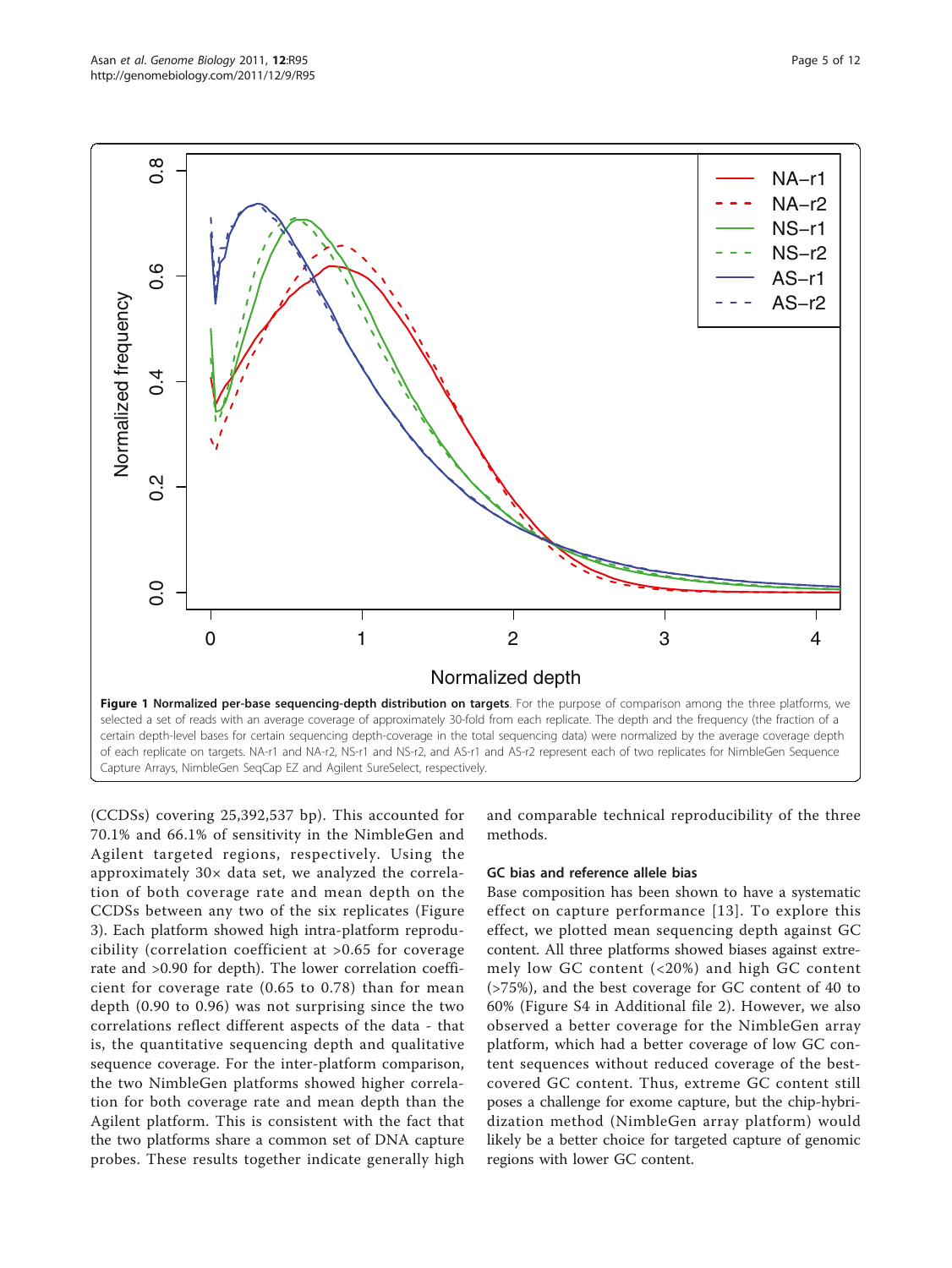**Figure 1 Normalized per-base sequencing-depth distribution on targets**. For the purpose of comparison among the three platforms, we selected a set of reads with an average coverage of approximately 30-fold from each replicate. The depth and the frequency (the fraction of a certain depth-level bases for certain sequencing depth-coverage in the total sequencing data) were normalized by the average coverage depth of each replicate on targets. NA-r1 and NA-r2, NS-r1 and NS-r2, and AS-r1 and AS-r2 represent each of two replicates for NimbleGen Sequence Capture Arrays, NimbleGen SeqCap EZ and Agilent SureSelect, respectively.

(CCDSs) covering 25,392,537 bp). This accounted for 70.1% and 66.1% of sensitivity in the NimbleGen and Agilent targeted regions, respectively. Using the approximately 30× data set, we analyzed the correlation of both coverage rate and mean depth on the CCDSs between any two of the six replicates (Figure 3). Each platform showed high intra-platform reproducibility (correlation coefficient at >0.65 for coverage rate and >0.90 for depth). The lower correlation coefficient for coverage rate (0.65 to 0.78) than for mean depth (0.90 to 0.96) was not surprising since the two correlations reflect different aspects of the data - that is, the quantitative sequencing depth and qualitative sequence coverage. For the inter-platform comparison, the two NimbleGen platforms showed higher correlation for both coverage rate and mean depth than the Agilent platform. This is consistent with the fact that the two platforms share a common set of DNA capture probes. These results together indicate generally high and comparable technical reproducibility of the three methods.

### GC bias and reference allele bias

Base composition has been shown to have a systematic effect on capture performance [13]. To explore this effect, we plotted mean sequencing depth against GC content. All three platforms showed biases against extremely low GC content (<20%) and high GC content (>75%), and the best coverage for GC content of 40 to 60% (Figure S4 in Additional file 2). However, we also observed a better coverage for the NimbleGen array platform, which had a better coverage of low GC content sequences without reduced coverage of the best-covered GC content. Thus, extreme GC content still poses a challenge for exome capture, but the chip-hybridization method (NimbleGen array platform) would likely be a better choice for targeted capture of genomic regions with lower GC content.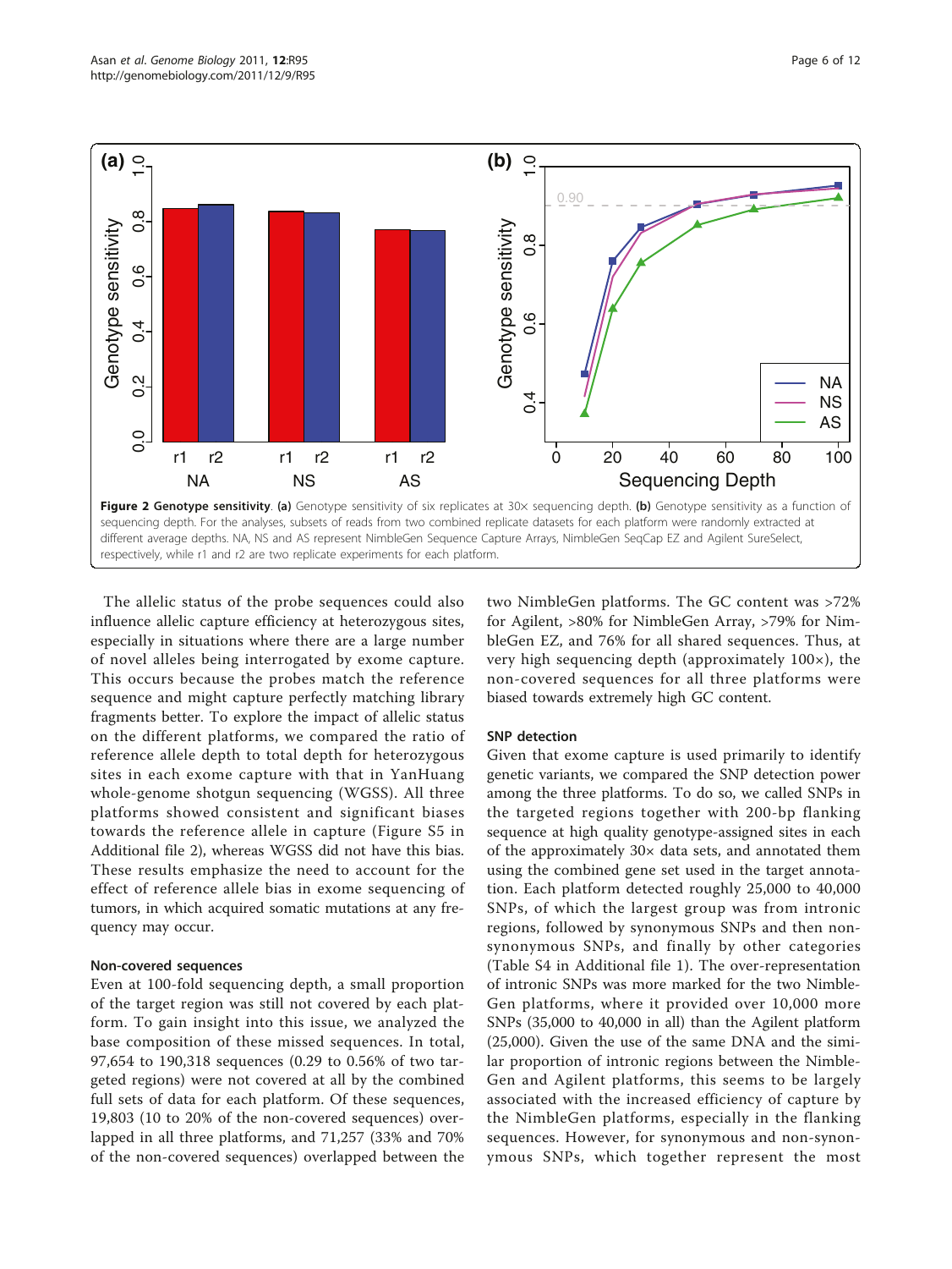**Figure 2 Genotype sensitivity**. **(a)** Genotype sensitivity of six replicates at 30× sequencing depth. **(b)** Genotype sensitivity as a function of sequencing depth. For the analyses, subsets of reads from two combined replicate datasets for each platform were randomly extracted at different average depths. NA, NS and AS represent NimbleGen Sequence Capture Arrays, NimbleGen SeqCap EZ and Agilent SureSelect, respectively, while r1 and r2 are two replicate experiments for each platform.

The allelic status of the probe sequences could also influence allelic capture efficiency at heterozygous sites, especially in situations where there are a large number of novel alleles being interrogated by exome capture. This occurs because the probes match the reference sequence and might capture perfectly matching library fragments better. To explore the impact of allelic status on the different platforms, we compared the ratio of reference allele depth to total depth for heterozygous sites in each exome capture with that in YanHuang whole-genome shotgun sequencing (WGSS). All three platforms showed consistent and significant biases towards the reference allele in capture (Figure S5 in Additional file 2), whereas WGSS did not have this bias. These results emphasize the need to account for the effect of reference allele bias in exome sequencing of tumors, in which acquired somatic mutations at any frequency may occur.

#### Non-covered sequences

Even at 100-fold sequencing depth, a small proportion of the target region was still not covered by each platform. To gain insight into this issue, we analyzed the base composition of these missed sequences. In total, 97,654 to 190,318 sequences (0.29 to 0.56% of two targeted regions) were not covered at all by the combined full sets of data for each platform. Of these sequences, 19,803 (10 to 20% of the non-covered sequences) overlapped in all three platforms, and 71,257 (33% and 70% of the non-covered sequences) overlapped between the two NimbleGen platforms. The GC content was >72% for Agilent, >80% for NimbleGen Array, >79% for NimbleGen EZ, and 76% for all shared sequences. Thus, at very high sequencing depth (approximately 100×), the non-covered sequences for all three platforms were biased towards extremely high GC content.

#### SNP detection

Given that exome capture is used primarily to identify genetic variants, we compared the SNP detection power among the three platforms. To do so, we called SNPs in the targeted regions together with 200-bp flanking sequence at high quality genotype-assigned sites in each of the approximately 30× data sets, and annotated them using the combined gene set used in the target annotation. Each platform detected roughly 25,000 to 40,000 SNPs, of which the largest group was from intronic regions, followed by synonymous SNPs and then non-synonymous SNPs, and finally by other categories (Table S4 in Additional file 1). The over-representation of intronic SNPs was more marked for the two NimbleGen platforms, where it provided over 10,000 more SNPs (35,000 to 40,000 in all) than the Agilent platform (25,000). Given the use of the same DNA and the similar proportion of intronic regions between the NimbleGen and Agilent platforms, this seems to be largely associated with the increased efficiency of capture by the NimbleGen platforms, especially in the flanking sequences. However, for synonymous and non-synonymous SNPs, which together represent the most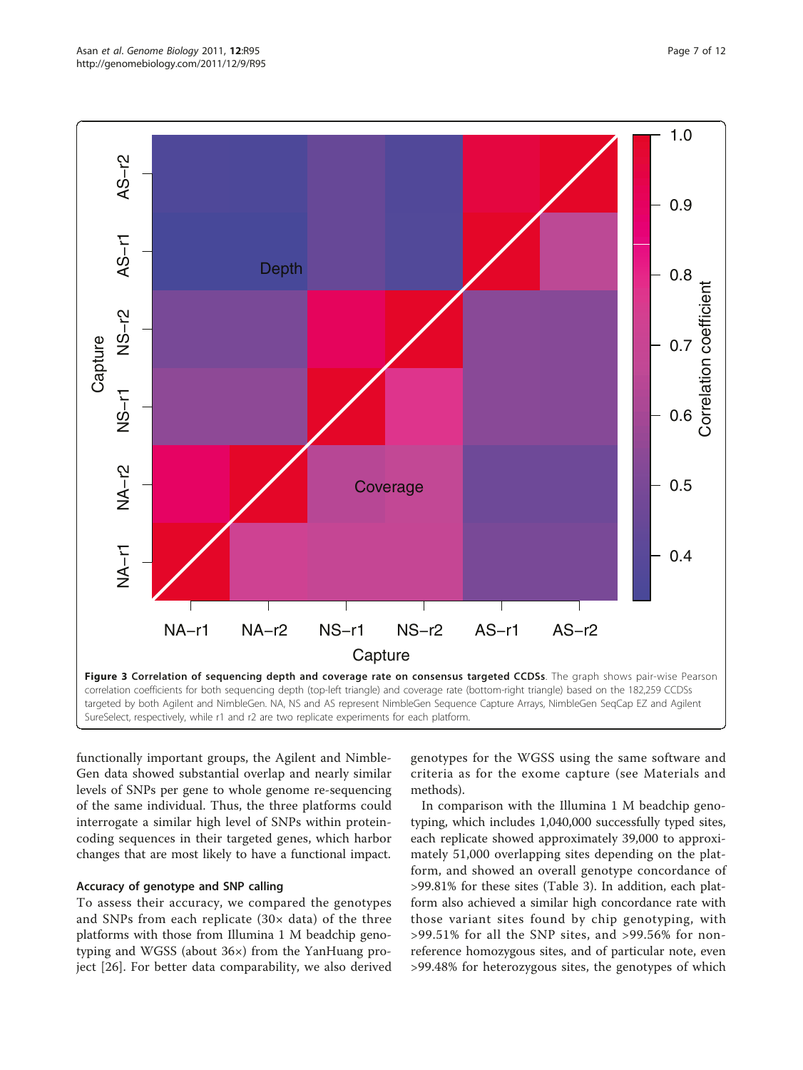**Figure 3 Correlation of sequencing depth and coverage rate on consensus targeted CCDSs**. The graph shows pair-wise Pearson correlation coefficients for both sequencing depth (top-left triangle) and coverage rate (bottom-right triangle) based on the 182,259 CCDSs targeted by both Agilent and NimbleGen. NA, NS and AS represent NimbleGen Sequence Capture Arrays, NimbleGen SeqCap EZ and Agilent SureSelect, respectively, while r1 and r2 are two replicate experiments for each platform.

functionally important groups, the Agilent and NimbleGen data showed substantial overlap and nearly similar levels of SNPs per gene to whole genome re-sequencing of the same individual. Thus, the three platforms could interrogate a similar high level of SNPs within protein-coding sequences in their targeted genes, which harbor changes that are most likely to have a functional impact.

### Accuracy of genotype and SNP calling

To assess their accuracy, we compared the genotypes and SNPs from each replicate (30× data) of the three platforms with those from Illumina 1 M beadchip genotyping and WGSS (about 36×) from the YanHuang project [26]. For better data comparability, we also derived genotypes for the WGSS using the same software and criteria as for the exome capture (see Materials and methods).

In comparison with the Illumina 1 M beadchip genotyping, which includes 1,040,000 successfully typed sites, each replicate showed approximately 39,000 to approximately 51,000 overlapping sites depending on the platform, and showed an overall genotype concordance of >99.81% for these sites (Table 3). In addition, each platform also achieved a similar high concordance rate with those variant sites found by chip genotyping, with >99.51% for all the SNP sites, and >99.56% for non-reference homozygous sites, and of particular note, even >99.48% for heterozygous sites, the genotypes of which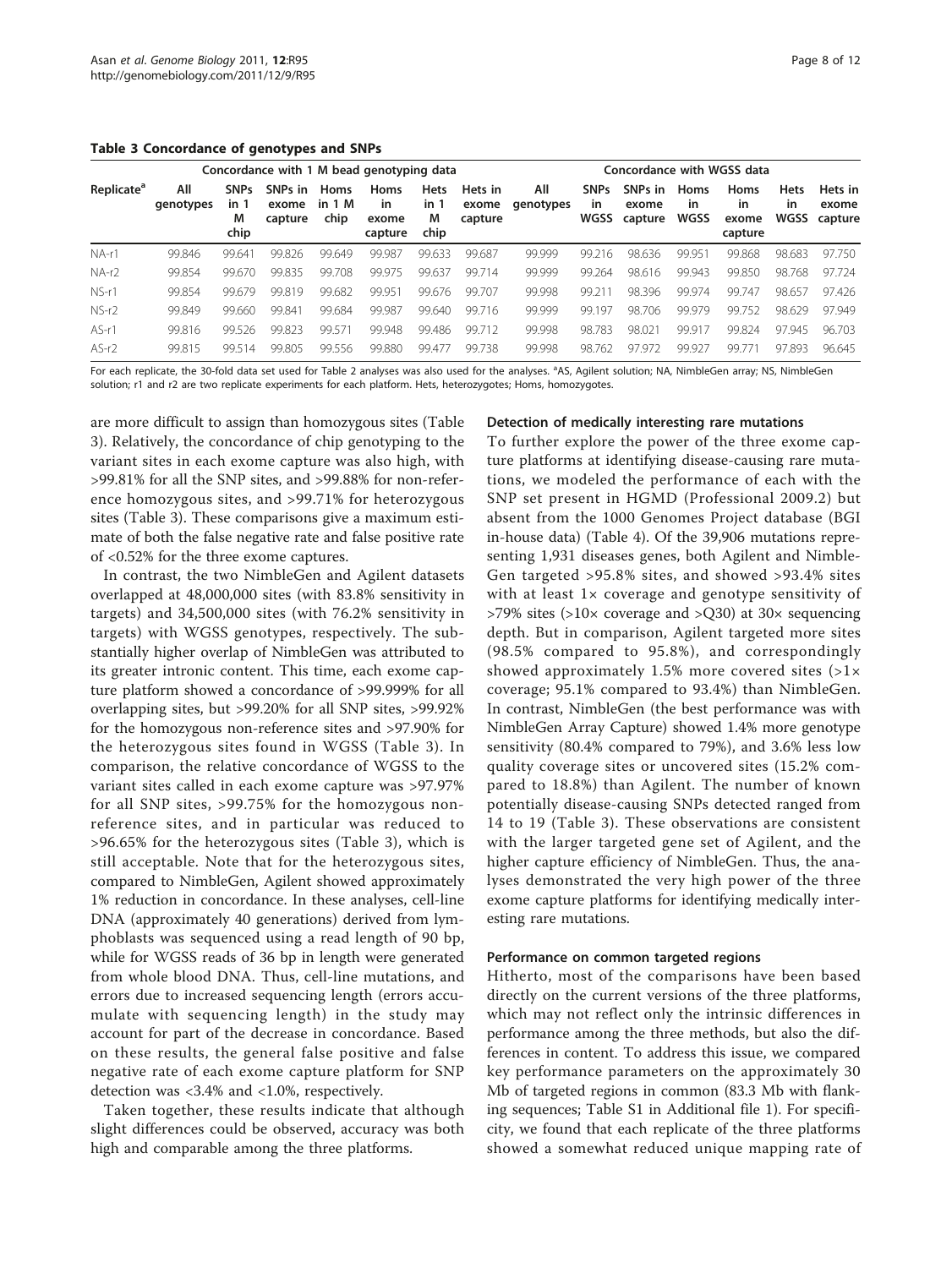**Table 3 Concordance of genotypes and SNPs**

| Replicate[a] | Concordance with 1 M bead genotyping data | | | | | | | Concordance with WGSS data | | | | | | |
|---|---|---|---|---|---|---|---|---|---|---|---|---|---|---|
| | All genotypes | SNPs in 1 M chip | SNPs in exome capture | Homs in 1 M chip | Homs in exome capture | Hets in 1 M chip | Hets in exome capture | All genotypes | SNPs in WGSS | SNPs in exome capture | Homs in WGSS | Homs in exome capture | Hets in WGSS | Hets in exome capture |
| NA-r1 | 99.846 | 99.641 | 99.826 | 99.649 | 99.987 | 99.633 | 99.687 | 99.999 | 99.216 | 98.636 | 99.951 | 99.868 | 98.683 | 97.750 |
| NA-r2 | 99.854 | 99.670 | 99.835 | 99.708 | 99.975 | 99.637 | 99.714 | 99.999 | 99.264 | 98.616 | 99.943 | 99.850 | 98.768 | 97.724 |
| NS-r1 | 99.854 | 99.679 | 99.819 | 99.682 | 99.951 | 99.676 | 99.707 | 99.998 | 99.211 | 98.396 | 99.974 | 99.747 | 98.657 | 97.426 |
| NS-r2 | 99.849 | 99.660 | 99.841 | 99.684 | 99.987 | 99.640 | 99.716 | 99.999 | 99.197 | 98.706 | 99.979 | 99.752 | 98.629 | 97.949 |
| AS-r1 | 99.816 | 99.526 | 99.823 | 99.571 | 99.948 | 99.486 | 99.712 | 99.998 | 98.783 | 98.021 | 99.917 | 99.824 | 97.945 | 96.703 |
| AS-r2 | 99.815 | 99.514 | 99.805 | 99.556 | 99.880 | 99.477 | 99.738 | 99.998 | 98.762 | 97.972 | 99.927 | 99.771 | 97.893 | 96.645 |

For each replicate, the 30-fold data set used for Table 2 analyses was also used for the analyses. [a]AS, Agilent solution; NA, NimbleGen array; NS, NimbleGen solution; r1 and r2 are two replicate experiments for each platform. Hets, heterozygotes; Homs, homozygotes.

are more difficult to assign than homozygous sites (Table 3). Relatively, the concordance of chip genotyping to the variant sites in each exome capture was also high, with >99.81% for all the SNP sites, and >99.88% for non-reference homozygous sites, and >99.71% for heterozygous sites (Table 3). These comparisons give a maximum estimate of both the false negative rate and false positive rate of <0.52% for the three exome captures.

In contrast, the two NimbleGen and Agilent datasets overlapped at 48,000,000 sites (with 83.8% sensitivity in targets) and 34,500,000 sites (with 76.2% sensitivity in targets) with WGSS genotypes, respectively. The substantially higher overlap of NimbleGen was attributed to its greater intronic content. This time, each exome capture platform showed a concordance of >99.999% for all overlapping sites, but >99.20% for all SNP sites, >99.92% for the homozygous non-reference sites and >97.90% for the heterozygous sites found in WGSS (Table 3). In comparison, the relative concordance of WGSS to the variant sites called in each exome capture was >97.97% for all SNP sites, >99.75% for the homozygous non-reference sites, and in particular was reduced to >96.65% for the heterozygous sites (Table 3), which is still acceptable. Note that for the heterozygous sites, compared to NimbleGen, Agilent showed approximately 1% reduction in concordance. In these analyses, cell-line DNA (approximately 40 generations) derived from lymphoblasts was sequenced using a read length of 90 bp, while for WGSS reads of 36 bp in length were generated from whole blood DNA. Thus, cell-line mutations, and errors due to increased sequencing length (errors accumulate with sequencing length) in the study may account for part of the decrease in concordance. Based on these results, the general false positive and false negative rate of each exome capture platform for SNP detection was <3.4% and <1.0%, respectively.

Taken together, these results indicate that although slight differences could be observed, accuracy was both high and comparable among the three platforms.

#### Detection of medically interesting rare mutations

To further explore the power of the three exome capture platforms at identifying disease-causing rare mutations, we modeled the performance of each with the SNP set present in HGMD (Professional 2009.2) but absent from the 1000 Genomes Project database (BGI in-house data) (Table 4). Of the 39,906 mutations representing 1,931 diseases genes, both Agilent and NimbleGen targeted >95.8% sites, and showed >93.4% sites with at least 1× coverage and genotype sensitivity of >79% sites (>10× coverage and >Q30) at 30× sequencing depth. But in comparison, Agilent targeted more sites (98.5% compared to 95.8%), and correspondingly showed approximately 1.5% more covered sites (>1× coverage; 95.1% compared to 93.4%) than NimbleGen. In contrast, NimbleGen (the best performance was with NimbleGen Array Capture) showed 1.4% more genotype sensitivity (80.4% compared to 79%), and 3.6% less low quality coverage sites or uncovered sites (15.2% compared to 18.8%) than Agilent. The number of known potentially disease-causing SNPs detected ranged from 14 to 19 (Table 3). These observations are consistent with the larger targeted gene set of Agilent, and the higher capture efficiency of NimbleGen. Thus, the analyses demonstrated the very high power of the three exome capture platforms for identifying medically interesting rare mutations.

#### Performance on common targeted regions

Hitherto, most of the comparisons have been based directly on the current versions of the three platforms, which may not reflect only the intrinsic differences in performance among the three methods, but also the differences in content. To address this issue, we compared key performance parameters on the approximately 30 Mb of targeted regions in common (83.3 Mb with flanking sequences; Table S1 in Additional file 1). For specificity, we found that each replicate of the three platforms showed a somewhat reduced unique mapping rate of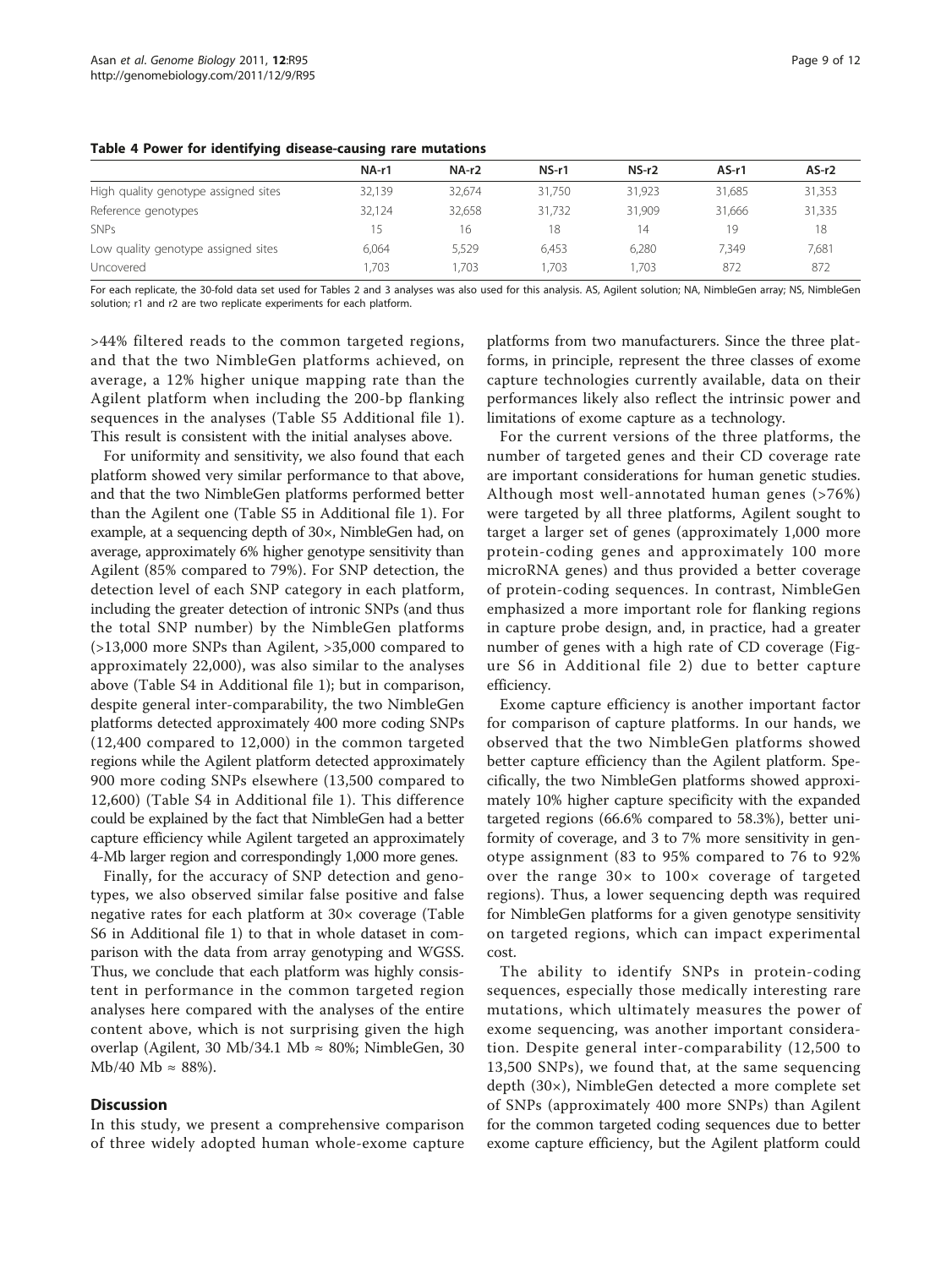**Table 4 Power for identifying disease-causing rare mutations**

| | NA-r1 | NA-r2 | NS-r1 | NS-r2 | AS-r1 | AS-r2 |
|---|---|---|---|---|---|---|
| High quality genotype assigned sites | 32,139 | 32,674 | 31,750 | 31,923 | 31,685 | 31,353 |
| Reference genotypes | 32,124 | 32,658 | 31,732 | 31,909 | 31,666 | 31,335 |
| SNPs | 15 | 16 | 18 | 14 | 19 | 18 |
| Low quality genotype assigned sites | 6,064 | 5,529 | 6,453 | 6,280 | 7,349 | 7,681 |
| Uncovered | 1,703 | 1,703 | 1,703 | 1,703 | 872 | 872 |

For each replicate, the 30-fold data set used for Tables 2 and 3 analyses was also used for this analysis. AS, Agilent solution; NA, NimbleGen array; NS, NimbleGen solution; r1 and r2 are two replicate experiments for each platform.

>44% filtered reads to the common targeted regions, and that the two NimbleGen platforms achieved, on average, a 12% higher unique mapping rate than the Agilent platform when including the 200-bp flanking sequences in the analyses (Table S5 Additional file 1). This result is consistent with the initial analyses above.

For uniformity and sensitivity, we also found that each platform showed very similar performance to that above, and that the two NimbleGen platforms performed better than the Agilent one (Table S5 in Additional file 1). For example, at a sequencing depth of 30×, NimbleGen had, on average, approximately 6% higher genotype sensitivity than Agilent (85% compared to 79%). For SNP detection, the detection level of each SNP category in each platform, including the greater detection of intronic SNPs (and thus the total SNP number) by the NimbleGen platforms (>13,000 more SNPs than Agilent, >35,000 compared to approximately 22,000), was also similar to the analyses above (Table S4 in Additional file 1); but in comparison, despite general inter-comparability, the two NimbleGen platforms detected approximately 400 more coding SNPs (12,400 compared to 12,000) in the common targeted regions while the Agilent platform detected approximately 900 more coding SNPs elsewhere (13,500 compared to 12,600) (Table S4 in Additional file 1). This difference could be explained by the fact that NimbleGen had a better capture efficiency while Agilent targeted an approximately 4-Mb larger region and correspondingly 1,000 more genes.

Finally, for the accuracy of SNP detection and genotypes, we also observed similar false positive and false negative rates for each platform at 30× coverage (Table S6 in Additional file 1) to that in whole dataset in comparison with the data from array genotyping and WGSS. Thus, we conclude that each platform was highly consistent in performance in the common targeted region analyses here compared with the analyses of the entire content above, which is not surprising given the high overlap (Agilent, 30 Mb/34.1 Mb ≈ 80%; NimbleGen, 30 Mb/40 Mb ≈ 88%).

## Discussion

In this study, we present a comprehensive comparison of three widely adopted human whole-exome capture platforms from two manufacturers. Since the three platforms, in principle, represent the three classes of exome capture technologies currently available, data on their performances likely also reflect the intrinsic power and limitations of exome capture as a technology.

For the current versions of the three platforms, the number of targeted genes and their CD coverage rate are important considerations for human genetic studies. Although most well-annotated human genes (>76%) were targeted by all three platforms, Agilent sought to target a larger set of genes (approximately 1,000 more protein-coding genes and approximately 100 more microRNA genes) and thus provided a better coverage of protein-coding sequences. In contrast, NimbleGen emphasized a more important role for flanking regions in capture probe design, and, in practice, had a greater number of genes with a high rate of CD coverage (Figure S6 in Additional file 2) due to better capture efficiency.

Exome capture efficiency is another important factor for comparison of capture platforms. In our hands, we observed that the two NimbleGen platforms showed better capture efficiency than the Agilent platform. Specifically, the two NimbleGen platforms showed approximately 10% higher capture specificity with the expanded targeted regions (66.6% compared to 58.3%), better uniformity of coverage, and 3 to 7% more sensitivity in genotype assignment (83 to 95% compared to 76 to 92% over the range 30× to 100× coverage of targeted regions). Thus, a lower sequencing depth was required for NimbleGen platforms for a given genotype sensitivity on targeted regions, which can impact experimental cost.

The ability to identify SNPs in protein-coding sequences, especially those medically interesting rare mutations, which ultimately measures the power of exome sequencing, was another important consideration. Despite general inter-comparability (12,500 to 13,500 SNPs), we found that, at the same sequencing depth (30×), NimbleGen detected a more complete set of SNPs (approximately 400 more SNPs) than Agilent for the common targeted coding sequences due to better exome capture efficiency, but the Agilent platform could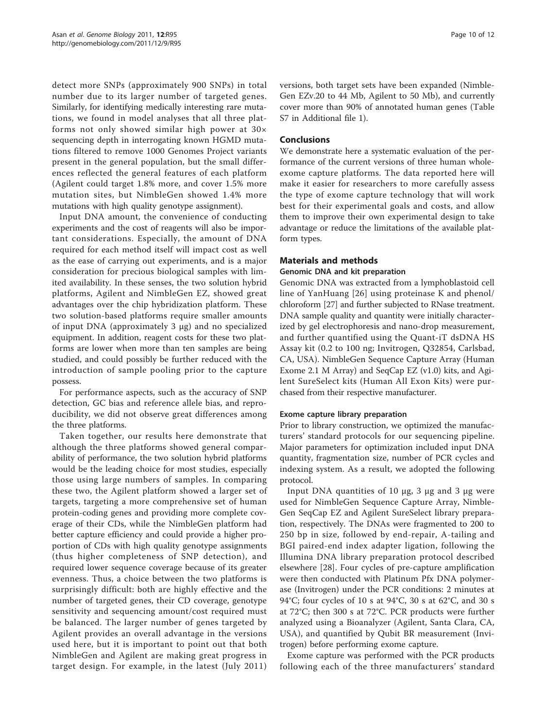detect more SNPs (approximately 900 SNPs) in total number due to its larger number of targeted genes. Similarly, for identifying medically interesting rare mutations, we found in model analyses that all three platforms not only showed similar high power at 30× sequencing depth in interrogating known HGMD mutations filtered to remove 1000 Genomes Project variants present in the general population, but the small differences reflected the general features of each platform (Agilent could target 1.8% more, and cover 1.5% more mutation sites, but NimbleGen showed 1.4% more mutations with high quality genotype assignment).

Input DNA amount, the convenience of conducting experiments and the cost of reagents will also be important considerations. Especially, the amount of DNA required for each method itself will impact cost as well as the ease of carrying out experiments, and is a major consideration for precious biological samples with limited availability. In these senses, the two solution hybrid platforms, Agilent and NimbleGen EZ, showed great advantages over the chip hybridization platform. These two solution-based platforms require smaller amounts of input DNA (approximately 3 μg) and no specialized equipment. In addition, reagent costs for these two platforms are lower when more than ten samples are being studied, and could possibly be further reduced with the introduction of sample pooling prior to the capture possess.

For performance aspects, such as the accuracy of SNP detection, GC bias and reference allele bias, and reproducibility, we did not observe great differences among the three platforms.

Taken together, our results here demonstrate that although the three platforms showed general comparability of performance, the two solution hybrid platforms would be the leading choice for most studies, especially those using large numbers of samples. In comparing these two, the Agilent platform showed a larger set of targets, targeting a more comprehensive set of human protein-coding genes and providing more complete coverage of their CDs, while the NimbleGen platform had better capture efficiency and could provide a higher proportion of CDs with high quality genotype assignments (thus higher completeness of SNP detection), and required lower sequence coverage because of its greater evenness. Thus, a choice between the two platforms is surprisingly difficult: both are highly effective and the number of targeted genes, their CD coverage, genotype sensitivity and sequencing amount/cost required must be balanced. The larger number of genes targeted by Agilent provides an overall advantage in the versions used here, but it is important to point out that both NimbleGen and Agilent are making great progress in target design. For example, in the latest (July 2011) versions, both target sets have been expanded (NimbleGen EZv.20 to 44 Mb, Agilent to 50 Mb), and currently cover more than 90% of annotated human genes (Table S7 in Additional file 1).

## Conclusions

We demonstrate here a systematic evaluation of the performance of the current versions of three human whole-exome capture platforms. The data reported here will make it easier for researchers to more carefully assess the type of exome capture technology that will work best for their experimental goals and costs, and allow them to improve their own experimental design to take advantage or reduce the limitations of the available platform types.

## Materials and methods

### Genomic DNA and kit preparation

Genomic DNA was extracted from a lymphoblastoid cell line of YanHuang [26] using proteinase K and phenol/chloroform [27] and further subjected to RNase treatment. DNA sample quality and quantity were initially characterized by gel electrophoresis and nano-drop measurement, and further quantified using the Quant-iT dsDNA HS Assay kit (0.2 to 100 ng; Invitrogen, Q32854, Carlsbad, CA, USA). NimbleGen Sequence Capture Array (Human Exome 2.1 M Array) and SeqCap EZ (v1.0) kits, and Agilent SureSelect kits (Human All Exon Kits) were purchased from their respective manufacturer.

### Exome capture library preparation

Prior to library construction, we optimized the manufacturers' standard protocols for our sequencing pipeline. Major parameters for optimization included input DNA quantity, fragmentation size, number of PCR cycles and indexing system. As a result, we adopted the following protocol.

Input DNA quantities of 10 μg, 3 μg and 3 μg were used for NimbleGen Sequence Capture Array, NimbleGen SeqCap EZ and Agilent SureSelect library preparation, respectively. The DNAs were fragmented to 200 to 250 bp in size, followed by end-repair, A-tailing and BGI paired-end index adapter ligation, following the Illumina DNA library preparation protocol described elsewhere [28]. Four cycles of pre-capture amplification were then conducted with Platinum Pfx DNA polymerase (Invitrogen) under the PCR conditions: 2 minutes at 94°C; four cycles of 10 s at 94°C, 30 s at 62°C, and 30 s at 72°C; then 300 s at 72°C. PCR products were further analyzed using a Bioanalyzer (Agilent, Santa Clara, CA, USA), and quantified by Qubit BR measurement (Invitrogen) before performing exome capture.

Exome capture was performed with the PCR products following each of the three manufacturers' standard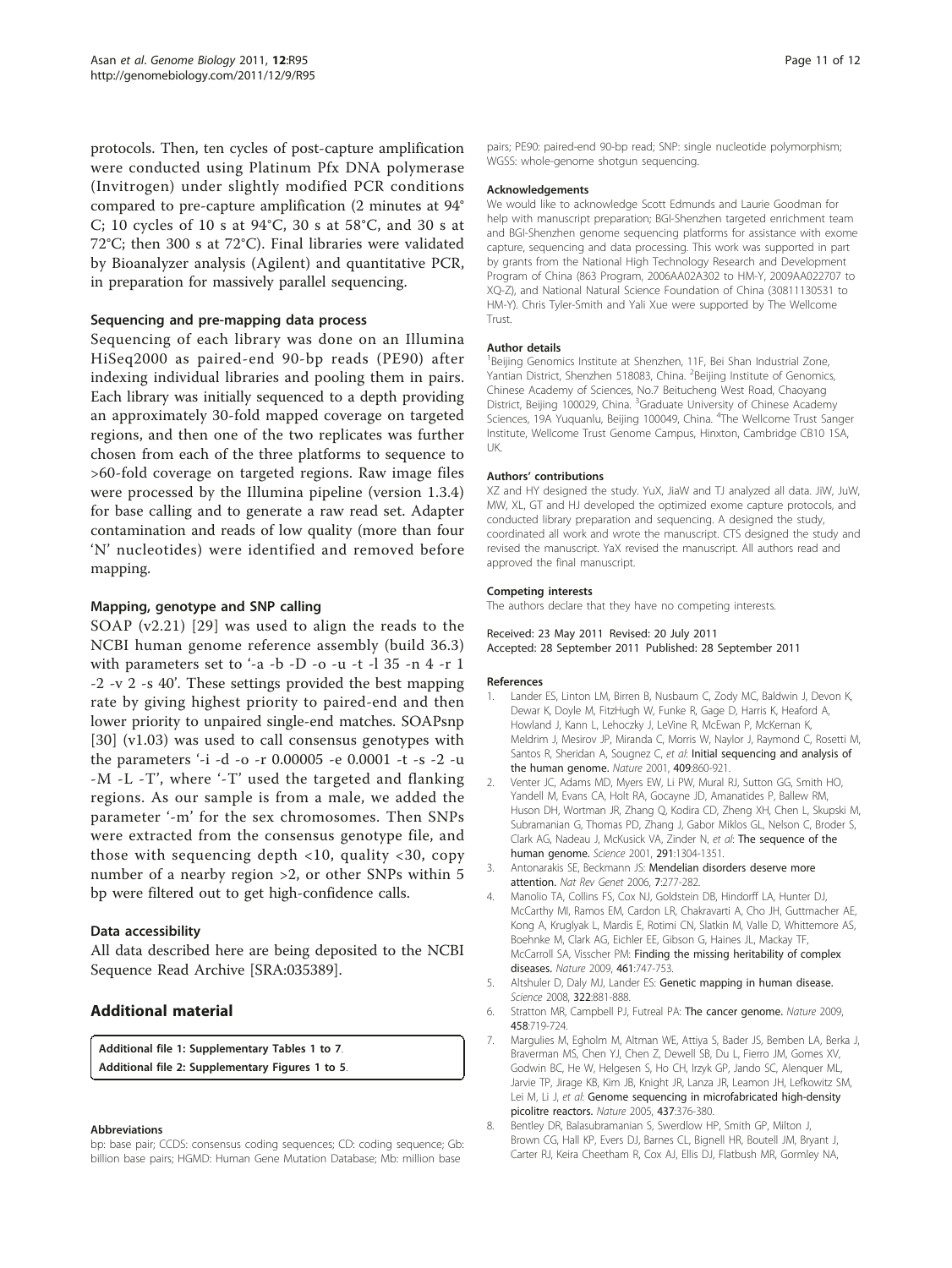protocols. Then, ten cycles of post-capture amplification were conducted using Platinum Pfx DNA polymerase (Invitrogen) under slightly modified PCR conditions compared to pre-capture amplification (2 minutes at 94° C; 10 cycles of 10 s at 94°C, 30 s at 58°C, and 30 s at 72°C; then 300 s at 72°C). Final libraries were validated by Bioanalyzer analysis (Agilent) and quantitative PCR, in preparation for massively parallel sequencing.

### Sequencing and pre-mapping data process

Sequencing of each library was done on an Illumina HiSeq2000 as paired-end 90-bp reads (PE90) after indexing individual libraries and pooling them in pairs. Each library was initially sequenced to a depth providing an approximately 30-fold mapped coverage on targeted regions, and then one of the two replicates was further chosen from each of the three platforms to sequence to >60-fold coverage on targeted regions. Raw image files were processed by the Illumina pipeline (version 1.3.4) for base calling and to generate a raw read set. Adapter contamination and reads of low quality (more than four 'N' nucleotides) were identified and removed before mapping.

### Mapping, genotype and SNP calling

SOAP (v2.21) [29] was used to align the reads to the NCBI human genome reference assembly (build 36.3) with parameters set to '-a -b -D -o -u -t -l 35 -n 4 -r 1 -2 -v 2 -s 40'. These settings provided the best mapping rate by giving highest priority to paired-end and then lower priority to unpaired single-end matches. SOAPsnp [30] (v1.03) was used to call consensus genotypes with the parameters '-i -d -o -r 0.00005 -e 0.0001 -t -s -2 -u -M -L -T', where '-T' used the targeted and flanking regions. As our sample is from a male, we added the parameter '-m' for the sex chromosomes. Then SNPs were extracted from the consensus genotype file, and those with sequencing depth <10, quality <30, copy number of a nearby region >2, or other SNPs within 5 bp were filtered out to get high-confidence calls.

### Data accessibility

All data described here are being deposited to the NCBI Sequence Read Archive [SRA:035389].

## Additional material

**Additional file 1: Supplementary Tables 1 to 7**.
**Additional file 2: Supplementary Figures 1 to 5**.

#### Abbreviations

bp: base pair; CCDS: consensus coding sequences; CD: coding sequence; Gb: billion base pairs; HGMD: Human Gene Mutation Database; Mb: million base pairs; PE90: paired-end 90-bp read; SNP: single nucleotide polymorphism; WGSS: whole-genome shotgun sequencing.

#### Acknowledgements

We would like to acknowledge Scott Edmunds and Laurie Goodman for help with manuscript preparation; BGI-Shenzhen targeted enrichment team and BGI-Shenzhen genome sequencing platforms for assistance with exome capture, sequencing and data processing. This work was supported in part by grants from the National High Technology Research and Development Program of China (863 Program, 2006AA02A302 to HM-Y, 2009AA022707 to XQ-Z), and National Natural Science Foundation of China (30811130531 to HM-Y). Chris Tyler-Smith and Yali Xue were supported by The Wellcome Trust.

#### Author details

[1]Beijing Genomics Institute at Shenzhen, 11F, Bei Shan Industrial Zone, Yantian District, Shenzhen 518083, China. [2]Beijing Institute of Genomics, Chinese Academy of Sciences, No.7 Beitucheng West Road, Chaoyang District, Beijing 100029, China. [3]Graduate University of Chinese Academy Sciences, 19A Yuquanlu, Beijing 100049, China. [4]The Wellcome Trust Sanger Institute, Wellcome Trust Genome Campus, Hinxton, Cambridge CB10 1SA, UK.

#### Authors' contributions

XZ and HY designed the study. YuX, JiaW and TJ analyzed all data. JiW, JuW, MW, XL, GT and HJ developed the optimized exome capture protocols, and conducted library preparation and sequencing. A designed the study, coordinated all work and wrote the manuscript. CTS designed the study and revised the manuscript. YaX revised the manuscript. All authors read and approved the final manuscript.

#### Competing interests

The authors declare that they have no competing interests.

Received: 23 May 2011 Revised: 20 July 2011
Accepted: 28 September 2011 Published: 28 September 2011

#### References

1. Lander ES, Linton LM, Birren B, Nusbaum C, Zody MC, Baldwin J, Devon K, Dewar K, Doyle M, FitzHugh W, Funke R, Gage D, Harris K, Heaford A, Howland J, Kann L, Lehoczky J, LeVine R, McEwan P, McKernan K, Meldrim J, Mesirov JP, Miranda C, Morris W, Naylor J, Raymond C, Rosetti M, Santos R, Sheridan A, Sougnez C, *et al*: **Initial sequencing and analysis of the human genome.** *Nature* 2001, **409**:860-921.
2. Venter JC, Adams MD, Myers EW, Li PW, Mural RJ, Sutton GG, Smith HO, Yandell M, Evans CA, Holt RA, Gocayne JD, Amanatides P, Ballew RM, Huson DH, Wortman JR, Zhang Q, Kodira CD, Zheng XH, Chen L, Skupski M, Subramanian G, Thomas PD, Zhang J, Gabor Miklos GL, Nelson C, Broder S, Clark AG, Nadeau J, McKusick VA, Zinder N, *et al*: **The sequence of the human genome.** *Science* 2001, **291**:1304-1351.
3. Antonarakis SE, Beckmann JS: **Mendelian disorders deserve more attention.** *Nat Rev Genet* 2006, **7**:277-282.
4. Manolio TA, Collins FS, Cox NJ, Goldstein DB, Hindorff LA, Hunter DJ, McCarthy MI, Ramos EM, Cardon LR, Chakravarti A, Cho JH, Guttmacher AE, Kong A, Kruglyak L, Mardis E, Rotimi CN, Slatkin M, Valle D, Whittemore AS, Boehnke M, Clark AG, Eichler EE, Gibson G, Haines JL, Mackay TF, McCarroll SA, Visscher PM: **Finding the missing heritability of complex diseases.** *Nature* 2009, **461**:747-753.
5. Altshuler D, Daly MJ, Lander ES: **Genetic mapping in human disease.** *Science* 2008, **322**:881-888.
6. Stratton MR, Campbell PJ, Futreal PA: **The cancer genome.** *Nature* 2009, **458**:719-724.
7. Margulies M, Egholm M, Altman WE, Attiya S, Bader JS, Bemben LA, Berka J, Braverman MS, Chen YJ, Chen Z, Dewell SB, Du L, Fierro JM, Gomes XV, Godwin BC, He W, Helgesen S, Ho CH, Irzyk GP, Jando SC, Alenquer ML, Jarvie TP, Jirage KB, Kim JB, Knight JR, Lanza JR, Leamon JH, Lefkowitz SM, Lei M, Li J, *et al*: **Genome sequencing in microfabricated high-density picolitre reactors.** *Nature* 2005, **437**:376-380.
8. Bentley DR, Balasubramanian S, Swerdlow HP, Smith GP, Milton J, Brown CG, Hall KP, Evers DJ, Barnes CL, Bignell HR, Boutell JM, Bryant J, Carter RJ, Keira Cheetham R, Cox AJ, Ellis DJ, Flatbush MR, Gormley NA,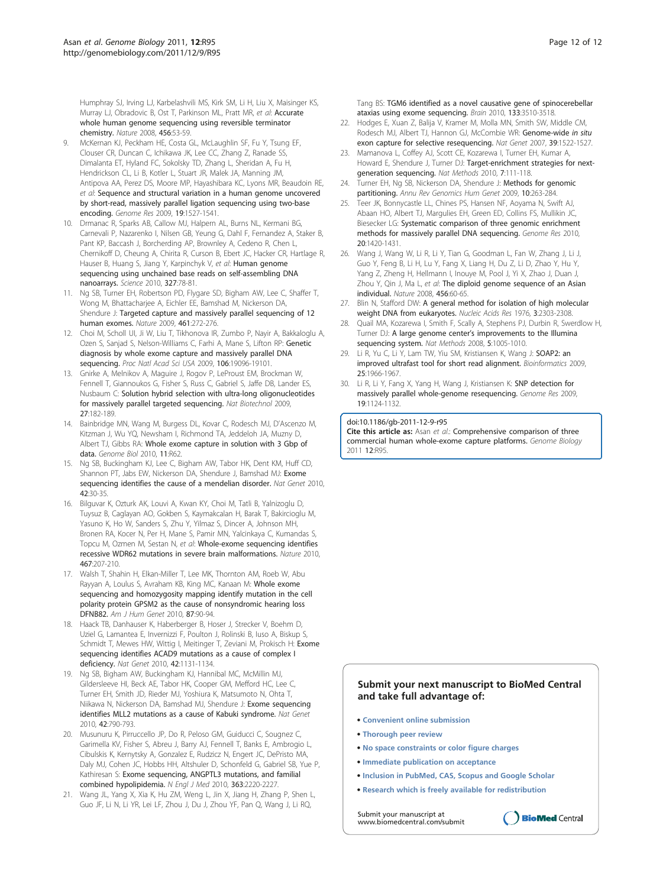Humphray SJ, Irving LJ, Karbelashvili MS, Kirk SM, Li H, Liu X, Maisinger KS, Murray LJ, Obradovic B, Ost T, Parkinson ML, Pratt MR, *et al*: **Accurate whole human genome sequencing using reversible terminator chemistry.** *Nature* 2008, **456**:53-59.

9. McKernan KJ, Peckham HE, Costa GL, McLaughlin SF, Fu Y, Tsung EF, Clouser CR, Duncan C, Ichikawa JK, Lee CC, Zhang Z, Ranade SS, Dimalanta ET, Hyland FC, Sokolsky TD, Zhang L, Sheridan A, Fu H, Hendrickson CL, Li B, Kotler L, Stuart JR, Malek JA, Manning JM, Antipova AA, Perez DS, Moore MP, Hayashibara KC, Lyons MR, Beaudoin RE, *et al*: **Sequence and structural variation in a human genome uncovered by short-read, massively parallel ligation sequencing using two-base encoding.** *Genome Res* 2009, **19**:1527-1541.
10. Drmanac R, Sparks AB, Callow MJ, Halpern AL, Burns NL, Kermani BG, Carnevali P, Nazarenko I, Nilsen GB, Yeung G, Dahl F, Fernandez A, Staker B, Pant KP, Baccash J, Borcherding AP, Brownley A, Cedeno R, Chen L, Chernikoff D, Cheung A, Chirita R, Curson B, Ebert JC, Hacker CR, Hartlage R, Hauser B, Huang S, Jiang Y, Karpinchyk V, *et al*: **Human genome sequencing using unchained base reads on self-assembling DNA nanoarrays.** *Science* 2010, **327**:78-81.
11. Ng SB, Turner EH, Robertson PD, Flygare SD, Bigham AW, Lee C, Shaffer T, Wong M, Bhattacharjee A, Eichler EE, Bamshad M, Nickerson DA, Shendure J: **Targeted capture and massively parallel sequencing of 12 human exomes.** *Nature* 2009, **461**:272-276.
12. Choi M, Scholl UI, Ji W, Liu T, Tikhonova IR, Zumbo P, Nayir A, Bakkaloglu A, Ozen S, Sanjad S, Nelson-Williams C, Farhi A, Mane S, Lifton RP: **Genetic diagnosis by whole exome capture and massively parallel DNA sequencing.** *Proc Natl Acad Sci USA* 2009, **106**:19096-19101.
13. Gnirke A, Melnikov A, Maguire J, Rogov P, LeProust EM, Brockman W, Fennell T, Giannoukos G, Fisher S, Russ C, Gabriel S, Jaffe DB, Lander ES, Nusbaum C: **Solution hybrid selection with ultra-long oligonucleotides for massively parallel targeted sequencing.** *Nat Biotechnol* 2009, **27**:182-189.
14. Bainbridge MN, Wang M, Burgess DL, Kovar C, Rodesch MJ, D'Ascenzo M, Kitzman J, Wu YQ, Newsham I, Richmond TA, Jeddeloh JA, Muzny D, Albert TJ, Gibbs RA: **Whole exome capture in solution with 3 Gbp of data.** *Genome Biol* 2010, **11**:R62.
15. Ng SB, Buckingham KJ, Lee C, Bigham AW, Tabor HK, Dent KM, Huff CD, Shannon PT, Jabs EW, Nickerson DA, Shendure J, Bamshad MJ: **Exome sequencing identifies the cause of a mendelian disorder.** *Nat Genet* 2010, **42**:30-35.
16. Bilguvar K, Ozturk AK, Louvi A, Kwan KY, Choi M, Tatli B, Yalnizoglu D, Tuysuz B, Caglayan AO, Gokben S, Kaymakcalan H, Barak T, Bakircioglu M, Yasuno K, Ho W, Sanders S, Zhu Y, Yilmaz S, Dincer A, Johnson MH, Bronen RA, Kocer N, Per H, Mane S, Pamir MN, Yalcinkaya C, Kumandas S, Topcu M, Ozmen M, Sestan N, *et al*: **Whole-exome sequencing identifies recessive WDR62 mutations in severe brain malformations.** *Nature* 2010, **467**:207-210.
17. Walsh T, Shahin H, Elkan-Miller T, Lee MK, Thornton AM, Roeb W, Abu Rayyan A, Loulus S, Avraham KB, King MC, Kanaan M: **Whole exome sequencing and homozygosity mapping identify mutation in the cell polarity protein GPSM2 as the cause of nonsyndromic hearing loss DFNB82.** *Am J Hum Genet* 2010, **87**:90-94.
18. Haack TB, Danhauser K, Haberberger B, Hoser J, Strecker V, Boehm D, Uziel G, Lamantea E, Invernizzi F, Poulton J, Rolinski B, Iuso A, Biskup S, Schmidt T, Mewes HW, Wittig I, Meitinger T, Zeviani M, Prokisch H: **Exome sequencing identifies ACAD9 mutations as a cause of complex I deficiency.** *Nat Genet* 2010, **42**:1131-1134.
19. Ng SB, Bigham AW, Buckingham KJ, Hannibal MC, McMillin MJ, Gildersleeve HI, Beck AE, Tabor HK, Cooper GM, Mefford HC, Lee C, Turner EH, Smith JD, Rieder MJ, Yoshiura K, Matsumoto N, Ohta T, Niikawa N, Nickerson DA, Bamshad MJ, Shendure J: **Exome sequencing identifies MLL2 mutations as a cause of Kabuki syndrome.** *Nat Genet* 2010, **42**:790-793.
20. Musunuru K, Pirruccello JP, Do R, Peloso GM, Guiducci C, Sougnez C, Garimella KV, Fisher S, Abreu J, Barry AJ, Fennell T, Banks E, Ambrogio L, Cibulskis K, Kernytsky A, Gonzalez E, Rudzicz N, Engert JC, DePristo MA, Daly MJ, Cohen JC, Hobbs HH, Altshuler D, Schonfeld G, Gabriel SB, Yue P, Kathiresan S: **Exome sequencing, ANGPTL3 mutations, and familial combined hypolipidemia.** *N Engl J Med* 2010, **363**:2220-2227.
21. Wang JL, Yang X, Xia K, Hu ZM, Weng L, Jin X, Jiang H, Zhang P, Shen L, Guo JF, Li N, Li YR, Lei LF, Zhou J, Du J, Zhou YF, Pan Q, Wang J, Li RQ, Tang BS: **TGM6 identified as a novel causative gene of spinocerebellar ataxias using exome sequencing.** *Brain* 2010, **133**:3510-3518.
22. Hodges E, Xuan Z, Balija V, Kramer M, Molla MN, Smith SW, Middle CM, Rodesch MJ, Albert TJ, Hannon GJ, McCombie WR: **Genome-wide *in situ* exon capture for selective resequencing.** *Nat Genet* 2007, **39**:1522-1527.
23. Mamanova L, Coffey AJ, Scott CE, Kozarewa I, Turner EH, Kumar A, Howard E, Shendure J, Turner DJ: **Target-enrichment strategies for next-generation sequencing.** *Nat Methods* 2010, **7**:111-118.
24. Turner EH, Ng SB, Nickerson DA, Shendure J: **Methods for genomic partitioning.** *Annu Rev Genomics Hum Genet* 2009, **10**:263-284.
25. Teer JK, Bonnycastle LL, Chines PS, Hansen NF, Aoyama N, Swift AJ, Abaan HO, Albert TJ, Margulies EH, Green ED, Collins FS, Mullikin JC, Biesecker LG: **Systematic comparison of three genomic enrichment methods for massively parallel DNA sequencing.** *Genome Res* 2010, **20**:1420-1431.
26. Wang J, Wang W, Li R, Li Y, Tian G, Goodman L, Fan W, Zhang J, Li J, Guo Y, Feng B, Li H, Lu Y, Fang X, Liang H, Du Z, Li D, Zhao Y, Hu Y, Yang Z, Zheng H, Hellmann I, Inouye M, Pool J, Yi X, Zhao J, Duan J, Zhou Y, Qin J, Ma L, *et al*: **The diploid genome sequence of an Asian individual.** *Nature* 2008, **456**:60-65.
27. Blin N, Stafford DW: **A general method for isolation of high molecular weight DNA from eukaryotes.** *Nucleic Acids Res* 1976, **3**:2303-2308.
28. Quail MA, Kozarewa I, Smith F, Scally A, Stephens PJ, Durbin R, Swerdlow H, Turner DJ: **A large genome center's improvements to the Illumina sequencing system.** *Nat Methods* 2008, **5**:1005-1010.
29. Li R, Yu C, Li Y, Lam TW, Yiu SM, Kristiansen K, Wang J: **SOAP2: an improved ultrafast tool for short read alignment.** *Bioinformatics* 2009, **25**:1966-1967.
30. Li R, Li Y, Fang X, Yang H, Wang J, Kristiansen K: **SNP detection for massively parallel whole-genome resequencing.** *Genome Res* 2009, **19**:1124-1132.

doi:10.1186/gb-2011-12-9-r95

**Cite this article as:** Asan *et al.*: Comprehensive comparison of three commercial human whole-exome capture platforms. *Genome Biology* 2011 **12**:R95.

**Submit your next manuscript to BioMed Central and take full advantage of:**

- Convenient online submission
- Thorough peer review
- No space constraints or color figure charges
- Immediate publication on acceptance
- Inclusion in PubMed, CAS, Scopus and Google Scholar
- Research which is freely available for redistribution

Submit your manuscript at www.biomedcentral.com/submit

BioMed Central